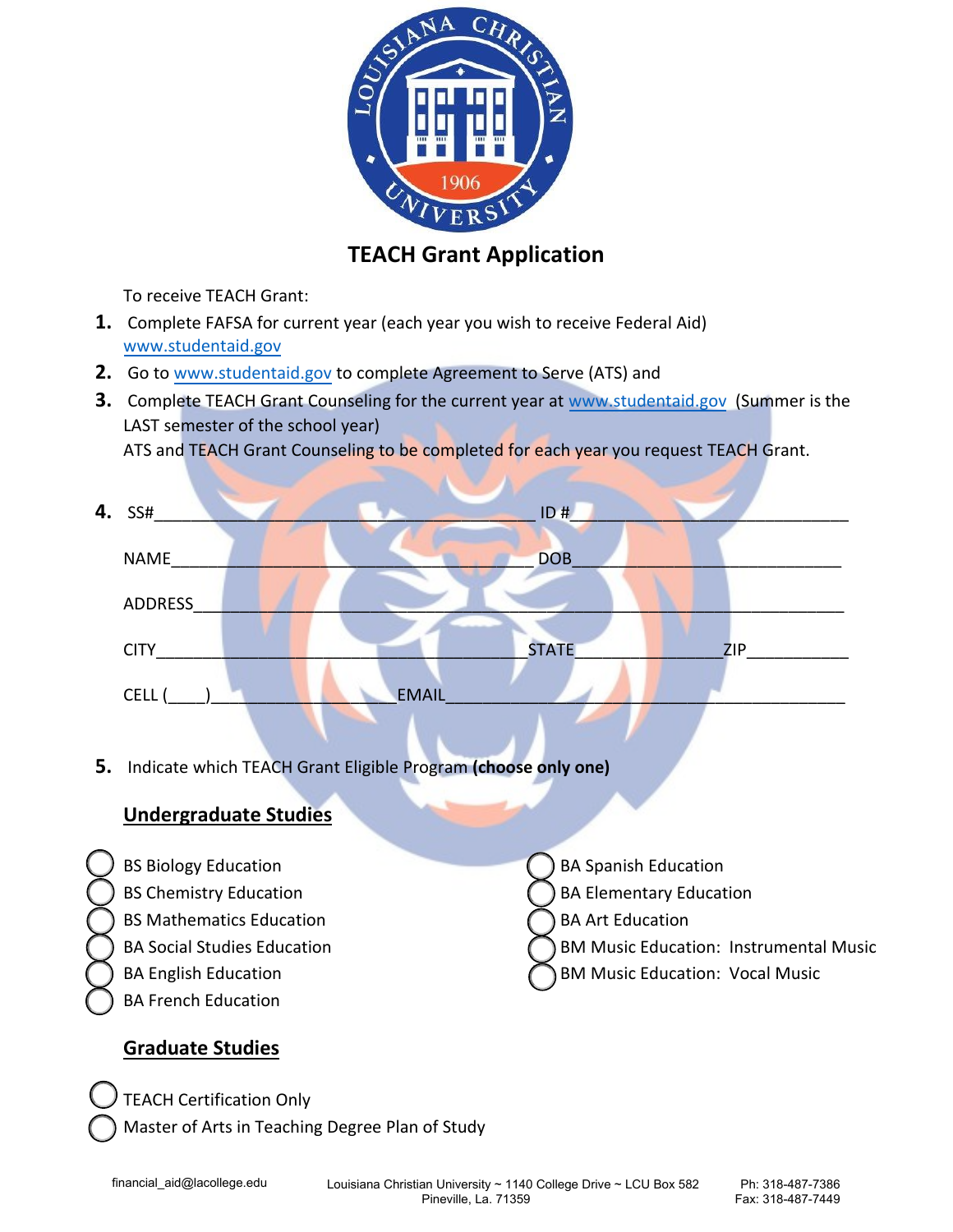# TEACH Grant Application

To receive TEACH Grant:

1. Complete FAFSA for current year (each year you wish to receive Federal Aid) www.studentaid.gov
2. Go to www.studentaid.gov to complete Agreement to Serve (ATS) and
3. Complete TEACH Grant Counseling for the current year at www.studentaid.gov (Summer is the LAST semester of the school year)
   ATS and TEACH Grant Counseling to be completed for each year you request TEACH Grant.

4. SS#______________________________ ID #______________________________

   NAME______________________________ DOB______________________________

   ADDRESS____________________________________________________________

   CITY______________________________ STATE_______________ ZIP__________

   CELL (____)_________________ EMAIL__________________________________

5. Indicate which TEACH Grant Eligible Program **(choose only one)**

**Undergraduate Studies**

- ◯ BS Biology Education
- ◯ BS Chemistry Education
- ◯ BS Mathematics Education
- ◯ BA Social Studies Education
- ◯ BA English Education
- ◯ BA French Education
- ◯ BA Spanish Education
- ◯ BA Elementary Education
- ◯ BA Art Education
- ◯ BM Music Education: Instrumental Music
- ◯ BM Music Education: Vocal Music

**Graduate Studies**

- ◯ TEACH Certification Only
- ◯ Master of Arts in Teaching Degree Plan of Study

financial_aid@lacollege.edu

Louisiana Christian University ~ 1140 College Drive ~ LCU Box 582
Pineville, La. 71359

Ph: 318-487-7386
Fax: 318-487-7449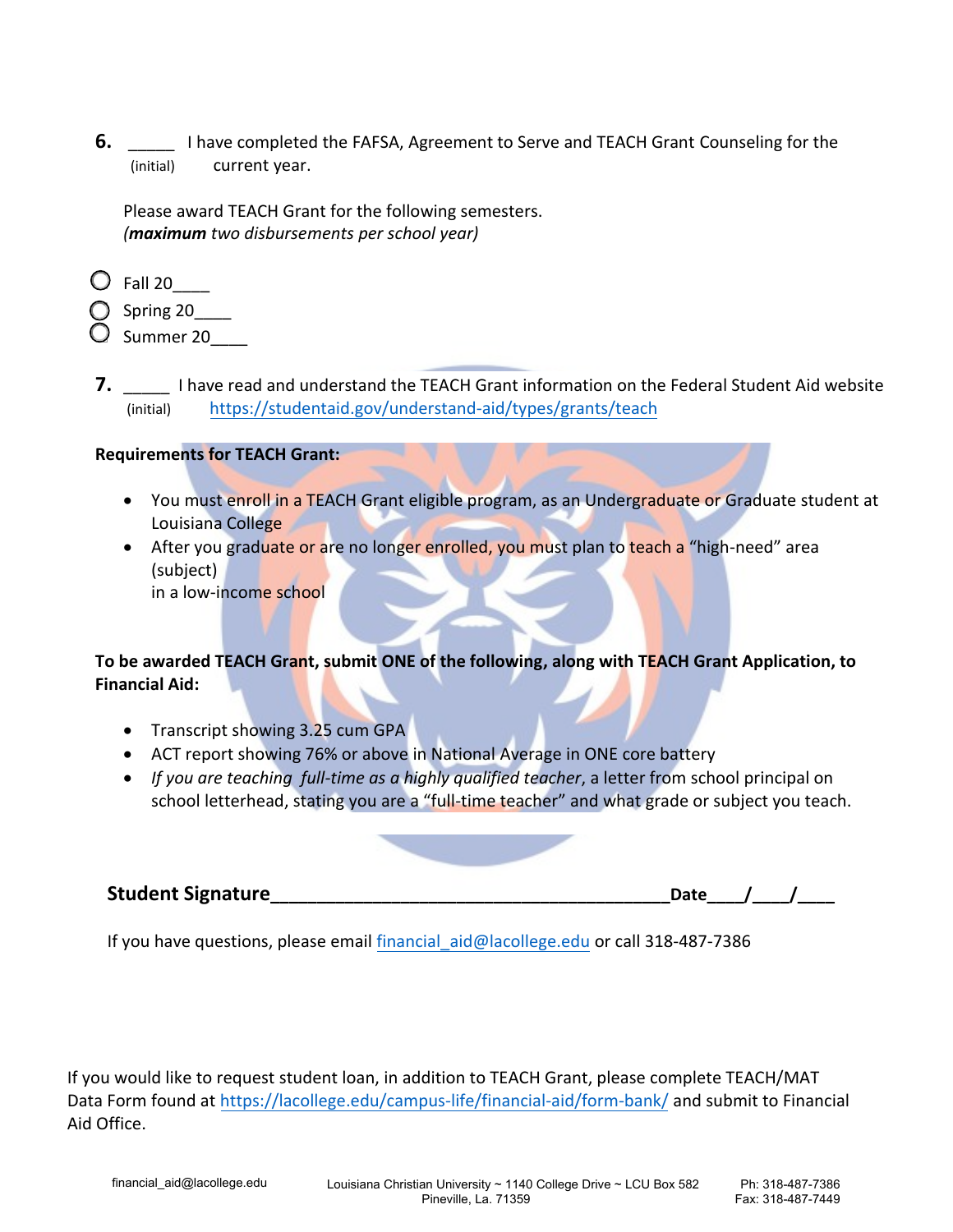6. _____ (initial) I have completed the FAFSA, Agreement to Serve and TEACH Grant Counseling for the current year.

Please award TEACH Grant for the following semesters.
*(**maximum** two disbursements per school year)*

- ○ Fall 20____
- ○ Spring 20____
- ○ Summer 20____

7. _____ (initial) I have read and understand the TEACH Grant information on the Federal Student Aid website https://studentaid.gov/understand-aid/types/grants/teach

**Requirements for TEACH Grant:**

- You must enroll in a TEACH Grant eligible program, as an Undergraduate or Graduate student at Louisiana College
- After you graduate or are no longer enrolled, you must plan to teach a "high-need" area (subject)
  in a low-income school

**To be awarded TEACH Grant, submit ONE of the following, along with TEACH Grant Application, to Financial Aid:**

- Transcript showing 3.25 cum GPA
- ACT report showing 76% or above in National Average in ONE core battery
- *If you are teaching full-time as a highly qualified teacher*, a letter from school principal on school letterhead, stating you are a "full-time teacher" and what grade or subject you teach.

**Student Signature**_________________________________________**Date**____/____/____

If you have questions, please email financial_aid@lacollege.edu or call 318-487-7386

If you would like to request student loan, in addition to TEACH Grant, please complete TEACH/MAT Data Form found at https://lacollege.edu/campus-life/financial-aid/form-bank/ and submit to Financial Aid Office.

financial_aid@lacollege.edu

Louisiana Christian University ~ 1140 College Drive ~ LCU Box 582
Pineville, La. 71359

Ph: 318-487-7386
Fax: 318-487-7449